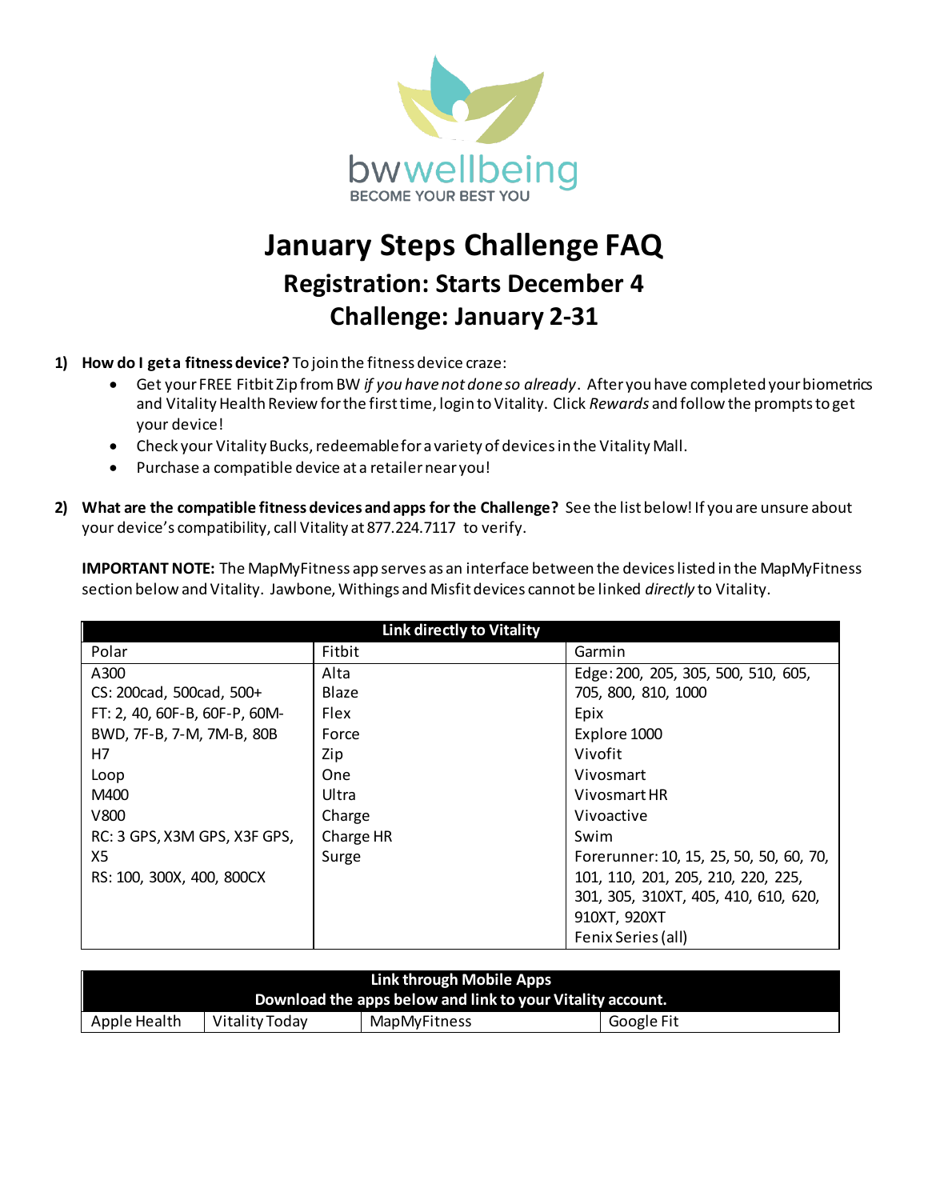bwwellbeing

BECOME YOUR BEST YOU

# January Steps Challenge FAQ

## Registration: Starts December 4

## Challenge: January 2-31

1) **How do I get a fitness device?** To join the fitness device craze:
   - Get your FREE Fitbit Zip from BW *if you have not done so already*. After you have completed your biometrics and Vitality Health Review for the first time, login to Vitality. Click *Rewards* and follow the prompts to get your device!
   - Check your Vitality Bucks, redeemable for a variety of devices in the Vitality Mall.
   - Purchase a compatible device at a retailer near you!

2) **What are the compatible fitness devices and apps for the Challenge?** See the list below! If you are unsure about your device's compatibility, call Vitality at 877.224.7117 to verify.

   **IMPORTANT NOTE:** The MapMyFitness app serves as an interface between the devices listed in the MapMyFitness section below and Vitality. Jawbone, Withings and Misfit devices cannot be linked *directly* to Vitality.

| Link directly to Vitality | | |
|---|---|---|
| Polar | Fitbit | Garmin |
| A300<br>CS: 200cad, 500cad, 500+<br>FT: 2, 40, 60F-B, 60F-P, 60M-BWD, 7F-B, 7-M, 7M-B, 80B<br>H7<br>Loop<br>M400<br>V800<br>RC: 3 GPS, X3M GPS, X3F GPS, X5<br>RS: 100, 300X, 400, 800CX | Alta<br>Blaze<br>Flex<br>Force<br>Zip<br>One<br>Ultra<br>Charge<br>Charge HR<br>Surge | Edge: 200, 205, 305, 500, 510, 605, 705, 800, 810, 1000<br>Epix<br>Explore 1000<br>Vivofit<br>Vivosmart<br>Vivosmart HR<br>Vivoactive<br>Swim<br>Forerunner: 10, 15, 25, 50, 50, 60, 70, 101, 110, 201, 205, 210, 220, 225, 301, 305, 310XT, 405, 410, 610, 620, 910XT, 920XT<br>Fenix Series (all) |

| Link through Mobile Apps<br>Download the apps below and link to your Vitality account. | | | |
|---|---|---|---|
| Apple Health | Vitality Today | MapMyFitness | Google Fit |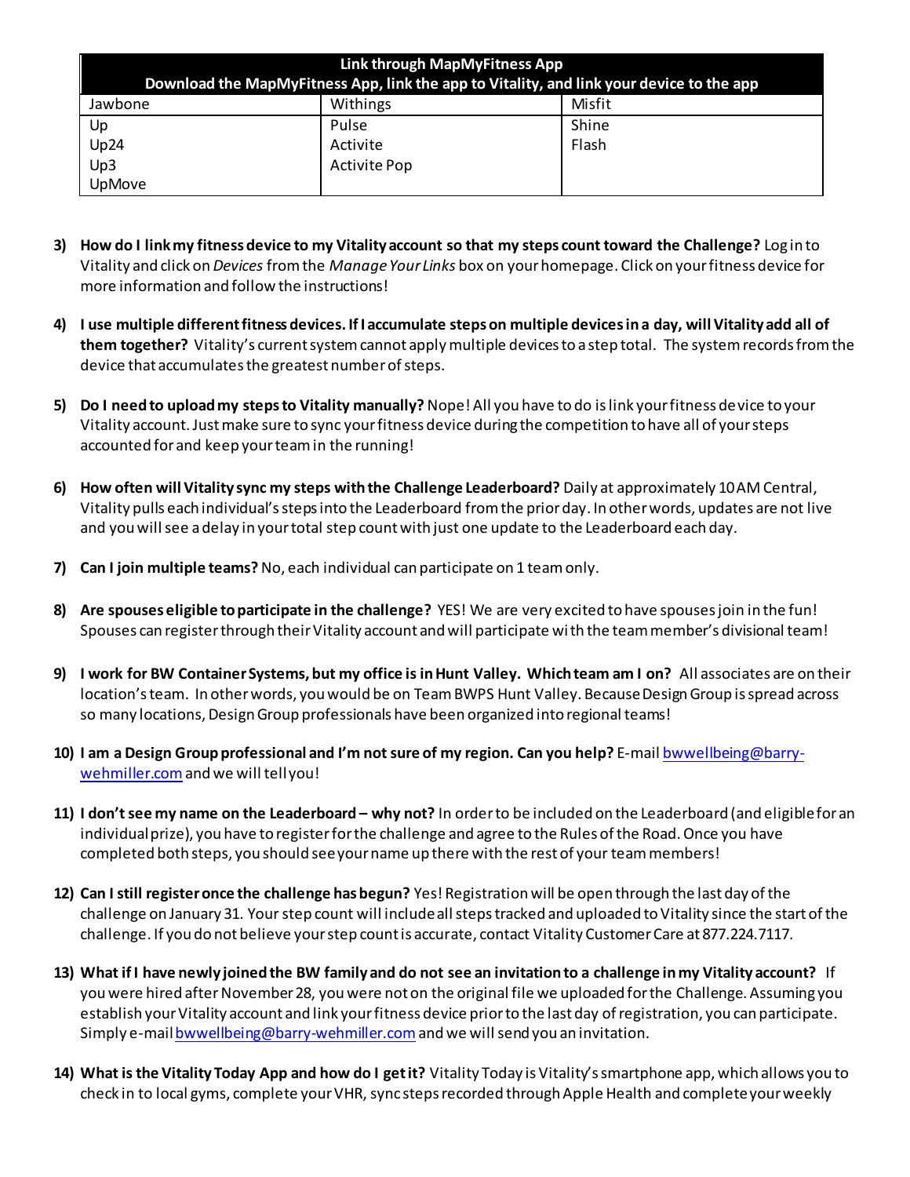| Link through MapMyFitness App<br>Download the MapMyFitness App, link the app to Vitality, and link your device to the app | | |
|---|---|---|
| Jawbone | Withings | Misfit |
| Up<br>Up24<br>Up3<br>UpMove | Pulse<br>Activite<br>Activite Pop | Shine<br>Flash |

3) **How do I link my fitness device to my Vitality account so that my steps count toward the Challenge?** Log in to Vitality and click on *Devices* from the *Manage Your Links* box on your homepage. Click on your fitness device for more information and follow the instructions!

4) **I use multiple different fitness devices. If I accumulate steps on multiple devices in a day, will Vitality add all of them together?** Vitality's current system cannot apply multiple devices to a step total. The system records from the device that accumulates the greatest number of steps.

5) **Do I need to upload my steps to Vitality manually?** Nope! All you have to do is link your fitness device to your Vitality account. Just make sure to sync your fitness device during the competition to have all of your steps accounted for and keep your team in the running!

6) **How often will Vitality sync my steps with the Challenge Leaderboard?** Daily at approximately 10 AM Central, Vitality pulls each individual's steps into the Leaderboard from the prior day. In other words, updates are not live and you will see a delay in your total step count with just one update to the Leaderboard each day.

7) **Can I join multiple teams?** No, each individual can participate on 1 team only.

8) **Are spouses eligible to participate in the challenge?** YES! We are very excited to have spouses join in the fun! Spouses can register through their Vitality account and will participate with the team member's divisional team!

9) **I work for BW Container Systems, but my office is in Hunt Valley. Which team am I on?** All associates are on their location's team. In other words, you would be on Team BWPS Hunt Valley. Because Design Group is spread across so many locations, Design Group professionals have been organized into regional teams!

10) **I am a Design Group professional and I'm not sure of my region. Can you help?** E-mail bwwellbeing@barry-wehmiller.com and we will tell you!

11) **I don't see my name on the Leaderboard – why not?** In order to be included on the Leaderboard (and eligible for an individual prize), you have to register for the challenge and agree to the Rules of the Road. Once you have completed both steps, you should see your name up there with the rest of your team members!

12) **Can I still register once the challenge has begun?** Yes! Registration will be open through the last day of the challenge on January 31. Your step count will include all steps tracked and uploaded to Vitality since the start of the challenge. If you do not believe your step count is accurate, contact Vitality Customer Care at 877.224.7117.

13) **What if I have newly joined the BW family and do not see an invitation to a challenge in my Vitality account?** If you were hired after November 28, you were not on the original file we uploaded for the Challenge. Assuming you establish your Vitality account and link your fitness device prior to the last day of registration, you can participate. Simply e-mail bwwellbeing@barry-wehmiller.com and we will send you an invitation.

14) **What is the Vitality Today App and how do I get it?** Vitality Today is Vitality's smartphone app, which allows you to check in to local gyms, complete your VHR, sync steps recorded through Apple Health and complete your weekly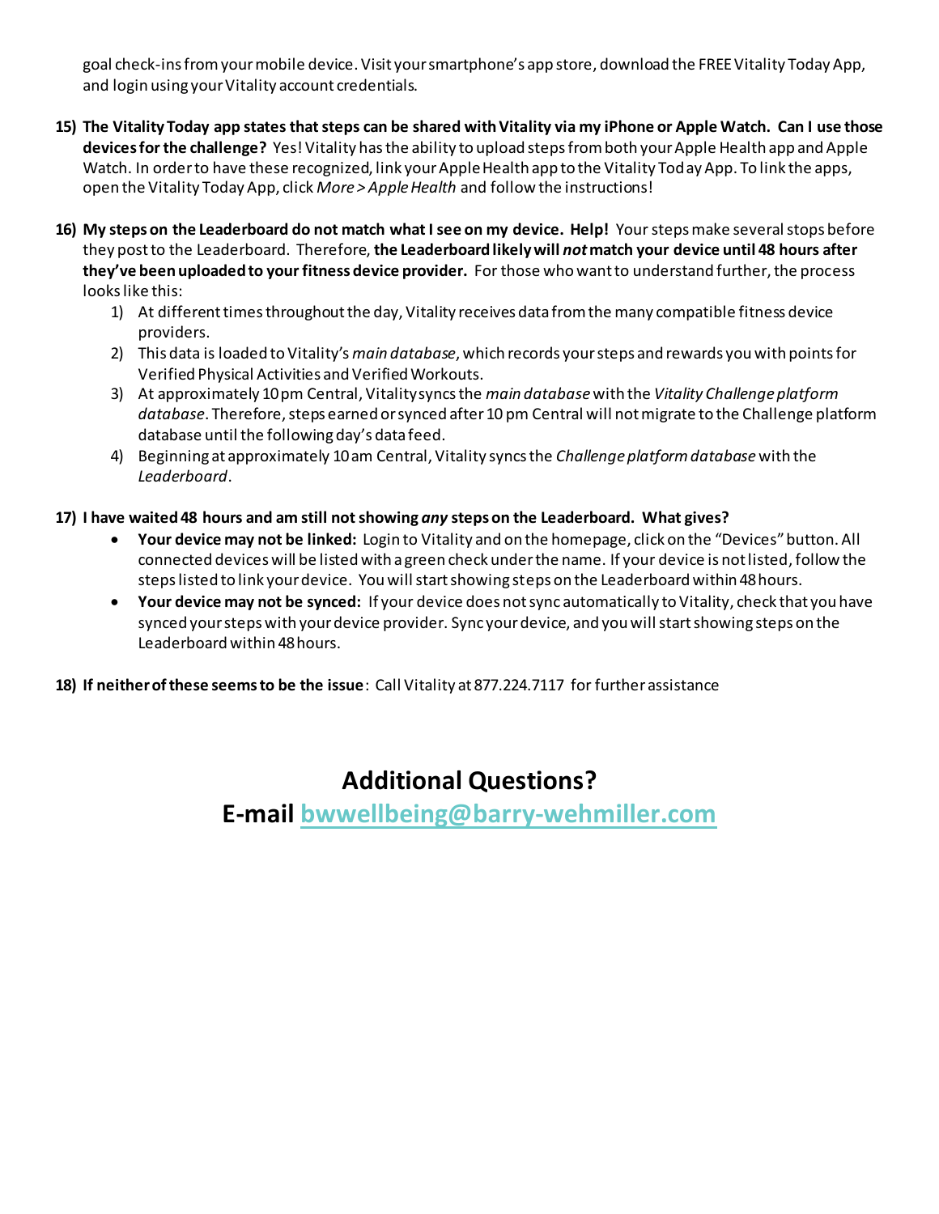goal check-ins from your mobile device. Visit your smartphone's app store, download the FREE Vitality Today App, and login using your Vitality account credentials.

15) **The Vitality Today app states that steps can be shared with Vitality via my iPhone or Apple Watch. Can I use those devices for the challenge?** Yes! Vitality has the ability to upload steps from both your Apple Health app and Apple Watch. In order to have these recognized, link your Apple Health app to the Vitality Today App. To link the apps, open the Vitality Today App, click *More > Apple Health* and follow the instructions!

16) **My steps on the Leaderboard do not match what I see on my device. Help!** Your steps make several stops before they post to the Leaderboard. Therefore, **the Leaderboard likely will *not* match your device until 48 hours after they've been uploaded to your fitness device provider.** For those who want to understand further, the process looks like this:
    1) At different times throughout the day, Vitality receives data from the many compatible fitness device providers.
    2) This data is loaded to Vitality's *main database*, which records your steps and rewards you with points for Verified Physical Activities and Verified Workouts.
    3) At approximately 10pm Central, Vitality syncs the *main database* with the *Vitality Challenge platform database*. Therefore, steps earned or synced after 10 pm Central will not migrate to the Challenge platform database until the following day's data feed.
    4) Beginning at approximately 10am Central, Vitality syncs the *Challenge platform database* with the *Leaderboard*.

17) **I have waited 48 hours and am still not showing *any* steps on the Leaderboard. What gives?**
    - **Your device may not be linked:** Login to Vitality and on the homepage, click on the "Devices" button. All connected devices will be listed with a green check under the name. If your device is not listed, follow the steps listed to link your device. You will start showing steps on the Leaderboard within 48 hours.
    - **Your device may not be synced:** If your device does not sync automatically to Vitality, check that you have synced your steps with your device provider. Sync your device, and you will start showing steps on the Leaderboard within 48 hours.

18) **If neither of these seems to be the issue**: Call Vitality at 877.224.7117 for further assistance

## Additional Questions?

## E-mail bwwellbeing@barry-wehmiller.com